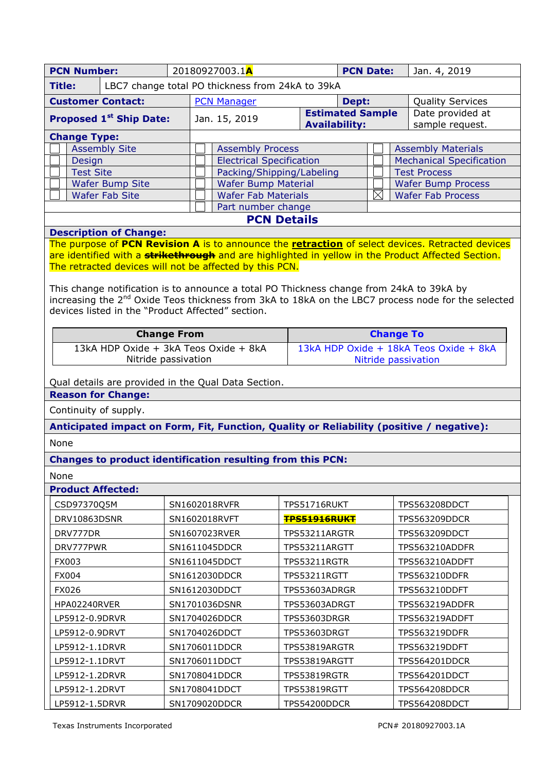| **PCN Number:** | 20180927003.1**A** | **PCN Date:** | Jan. 4, 2019 |
|---|---|---|---|
| **Title:** | LBC7 change total PO thickness from 24kA to 39kA | | |
| **Customer Contact:** | PCN Manager | **Dept:** | Quality Services |
| **Proposed 1st Ship Date:** | Jan. 15, 2019 | **Estimated Sample Availability:** | Date provided at sample request. |

**Change Type:**

| | | | | | |
|---|---|---|---|---|---|
| ☐ | Assembly Site | ☐ | Assembly Process | ☐ | Assembly Materials |
| ☐ | Design | ☐ | Electrical Specification | ☐ | Mechanical Specification |
| ☐ | Test Site | ☐ | Packing/Shipping/Labeling | ☐ | Test Process |
| ☐ | Wafer Bump Site | ☐ | Wafer Bump Material | ☐ | Wafer Bump Process |
| ☐ | Wafer Fab Site | ☐ | Wafer Fab Materials | ☒ | Wafer Fab Process |
| | | ☐ | Part number change | | |

## PCN Details

**Description of Change:**

The purpose of **PCN Revision A** is to announce the **retraction** of select devices. Retracted devices are identified with a **~~strikethrough~~** and are highlighted in yellow in the Product Affected Section. The retracted devices will not be affected by this PCN.

This change notification is to announce a total PO Thickness change from 24kA to 39kA by increasing the 2nd Oxide Teos thickness from 3kA to 18kA on the LBC7 process node for the selected devices listed in the "Product Affected" section.

| Change From | Change To |
|---|---|
| 13kA HDP Oxide + 3kA Teos Oxide + 8kA Nitride passivation | 13kA HDP Oxide + 18kA Teos Oxide + 8kA Nitride passivation |

Qual details are provided in the Qual Data Section.

**Reason for Change:**

Continuity of supply.

**Anticipated impact on Form, Fit, Function, Quality or Reliability (positive / negative):**

None

**Changes to product identification resulting from this PCN:**

None

**Product Affected:**

| | | | |
|---|---|---|---|
| CSD97370Q5M | SN1602018RVFR | TPS51716RUKT | TPS563208DDCT |
| DRV10863DSNR | SN1602018RVFT | ~~TPS51916RUKT~~ | TPS563209DDCR |
| DRV777DR | SN1607023RVER | TPS53211ARGTR | TPS563209DDCT |
| DRV777PWR | SN1611045DDCR | TPS53211ARGTT | TPS563210ADDFR |
| FX003 | SN1611045DDCT | TPS53211RGTR | TPS563210ADDFT |
| FX004 | SN1612030DDCR | TPS53211RGTT | TPS563210DDFR |
| FX026 | SN1612030DDCT | TPS53603ADRGR | TPS563210DDFT |
| HPA02240RVER | SN1701036DSNR | TPS53603ADRGT | TPS563219ADDFR |
| LP5912-0.9DRVR | SN1704026DDCR | TPS53603DRGR | TPS563219ADDFT |
| LP5912-0.9DRVT | SN1704026DDCT | TPS53603DRGT | TPS563219DDFR |
| LP5912-1.1DRVR | SN1706011DDCR | TPS53819ARGTR | TPS563219DDFT |
| LP5912-1.1DRVT | SN1706011DDCT | TPS53819ARGTT | TPS564201DDCR |
| LP5912-1.2DRVR | SN1708041DDCR | TPS53819RGTR | TPS564201DDCT |
| LP5912-1.2DRVT | SN1708041DDCT | TPS53819RGTT | TPS564208DDCR |
| LP5912-1.5DRVR | SN1709020DDCR | TPS54200DDCR | TPS564208DDCT |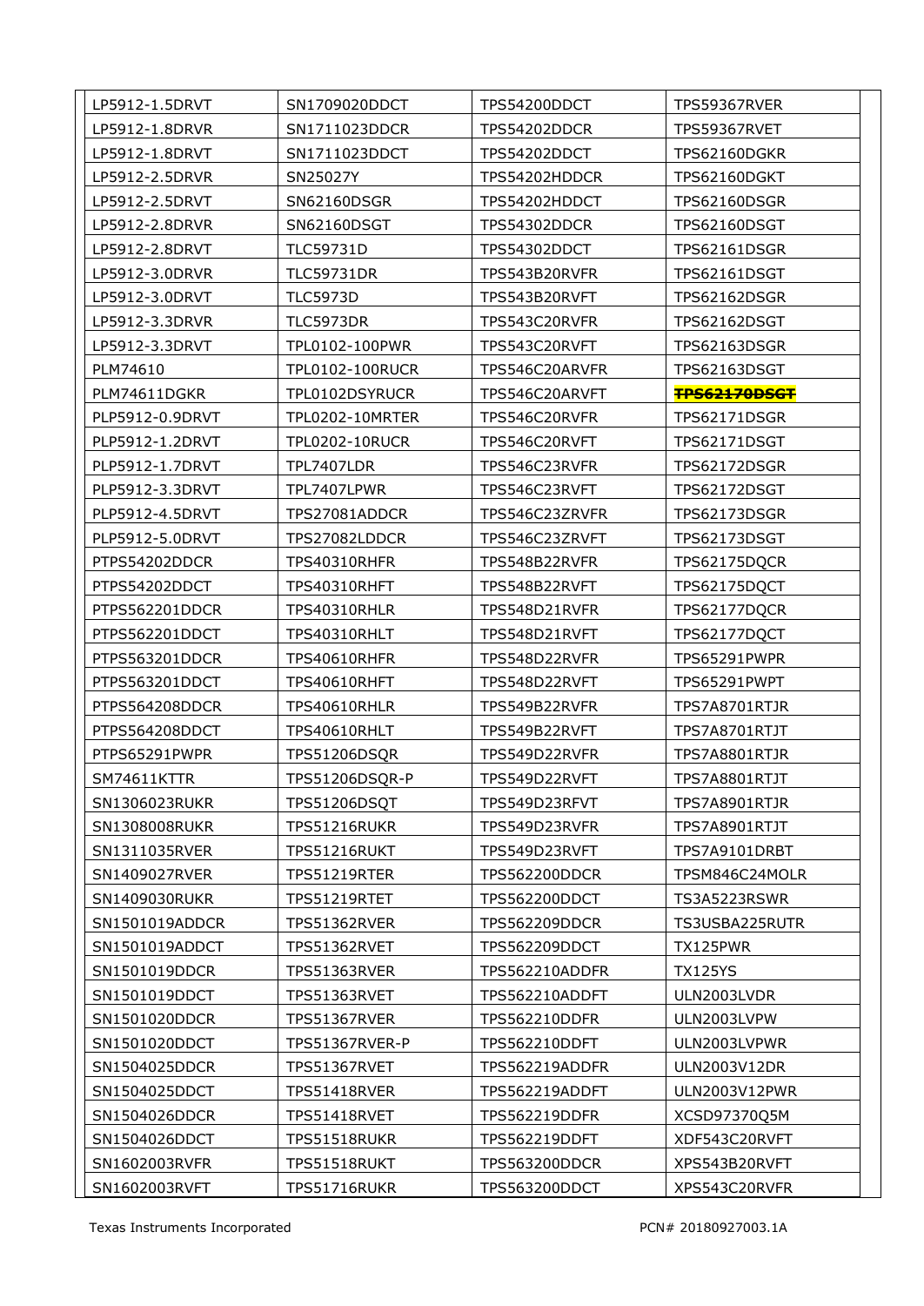| LP5912-1.5DRVT | SN1709020DDCT | TPS54200DDCT | TPS59367RVER |
|---|---|---|---|
| LP5912-1.8DRVR | SN1711023DDCR | TPS54202DDCR | TPS59367RVET |
| LP5912-1.8DRVT | SN1711023DDCT | TPS54202DDCT | TPS62160DGKR |
| LP5912-2.5DRVR | SN25027Y | TPS54202HDDCR | TPS62160DGKT |
| LP5912-2.5DRVT | SN62160DSGR | TPS54202HDDCT | TPS62160DSGR |
| LP5912-2.8DRVR | SN62160DSGT | TPS54302DDCR | TPS62160DSGT |
| LP5912-2.8DRVT | TLC59731D | TPS54302DDCT | TPS62161DSGR |
| LP5912-3.0DRVR | TLC59731DR | TPS543B20RVFR | TPS62161DSGT |
| LP5912-3.0DRVT | TLC5973D | TPS543B20RVFT | TPS62162DSGR |
| LP5912-3.3DRVR | TLC5973DR | TPS543C20RVFR | TPS62162DSGT |
| LP5912-3.3DRVT | TPL0102-100PWR | TPS543C20RVFT | TPS62163DSGR |
| PLM74610 | TPL0102-100RUCR | TPS546C20ARVFR | TPS62163DSGT |
| PLM74611DGKR | TPL0102DSYRUCR | TPS546C20ARVFT | ~~TPS62170DSGT~~ |
| PLP5912-0.9DRVT | TPL0202-10MRTER | TPS546C20RVFR | TPS62171DSGR |
| PLP5912-1.2DRVT | TPL0202-10RUCR | TPS546C20RVFT | TPS62171DSGT |
| PLP5912-1.7DRVT | TPL7407LDR | TPS546C23RVFR | TPS62172DSGR |
| PLP5912-3.3DRVT | TPL7407LPWR | TPS546C23RVFT | TPS62172DSGT |
| PLP5912-4.5DRVT | TPS27081ADDCR | TPS546C23ZRVFR | TPS62173DSGR |
| PLP5912-5.0DRVT | TPS27082LDDCR | TPS546C23ZRVFT | TPS62173DSGT |
| PTPS54202DDCR | TPS40310RHFR | TPS548B22RVFR | TPS62175DQCR |
| PTPS54202DDCT | TPS40310RHFT | TPS548B22RVFT | TPS62175DQCT |
| PTPS562201DDCR | TPS40310RHLR | TPS548D21RVFR | TPS62177DQCR |
| PTPS562201DDCT | TPS40310RHLT | TPS548D21RVFT | TPS62177DQCT |
| PTPS563201DDCR | TPS40610RHFR | TPS548D22RVFR | TPS65291PWPR |
| PTPS563201DDCT | TPS40610RHFT | TPS548D22RVFT | TPS65291PWPT |
| PTPS564208DDCR | TPS40610RHLR | TPS549B22RVFR | TPS7A8701RTJR |
| PTPS564208DDCT | TPS40610RHLT | TPS549B22RVFT | TPS7A8701RTJT |
| PTPS65291PWPR | TPS51206DSQR | TPS549D22RVFR | TPS7A8801RTJR |
| SM74611KTTR | TPS51206DSQR-P | TPS549D22RVFT | TPS7A8801RTJT |
| SN1306023RUKR | TPS51206DSQT | TPS549D23RFVT | TPS7A8901RTJR |
| SN1308008RUKR | TPS51216RUKR | TPS549D23RVFR | TPS7A8901RTJT |
| SN1311035RVER | TPS51216RUKT | TPS549D23RVFT | TPS7A9101DRBT |
| SN1409027RVER | TPS51219RTER | TPS562200DDCR | TPSM846C24MOLR |
| SN1409030RUKR | TPS51219RTET | TPS562200DDCT | TS3A5223RSWR |
| SN1501019ADDCR | TPS51362RVER | TPS562209DDCR | TS3USBA225RUTR |
| SN1501019ADDCT | TPS51362RVET | TPS562209DDCT | TX125PWR |
| SN1501019DDCR | TPS51363RVER | TPS562210ADDFR | TX125YS |
| SN1501019DDCT | TPS51363RVET | TPS562210ADDFT | ULN2003LVDR |
| SN1501020DDCR | TPS51367RVER | TPS562210DDFR | ULN2003LVPW |
| SN1501020DDCT | TPS51367RVER-P | TPS562210DDFT | ULN2003LVPWR |
| SN1504025DDCR | TPS51367RVET | TPS562219ADDFR | ULN2003V12DR |
| SN1504025DDCT | TPS51418RVER | TPS562219ADDFT | ULN2003V12PWR |
| SN1504026DDCR | TPS51418RVET | TPS562219DDFR | XCSD97370Q5M |
| SN1504026DDCT | TPS51518RUKR | TPS562219DDFT | XDF543C20RVFT |
| SN1602003RVFR | TPS51518RUKT | TPS563200DDCR | XPS543B20RVFT |
| SN1602003RVFT | TPS51716RUKR | TPS563200DDCT | XPS543C20RVFR |

Texas Instruments Incorporated PCN# 20180927003.1A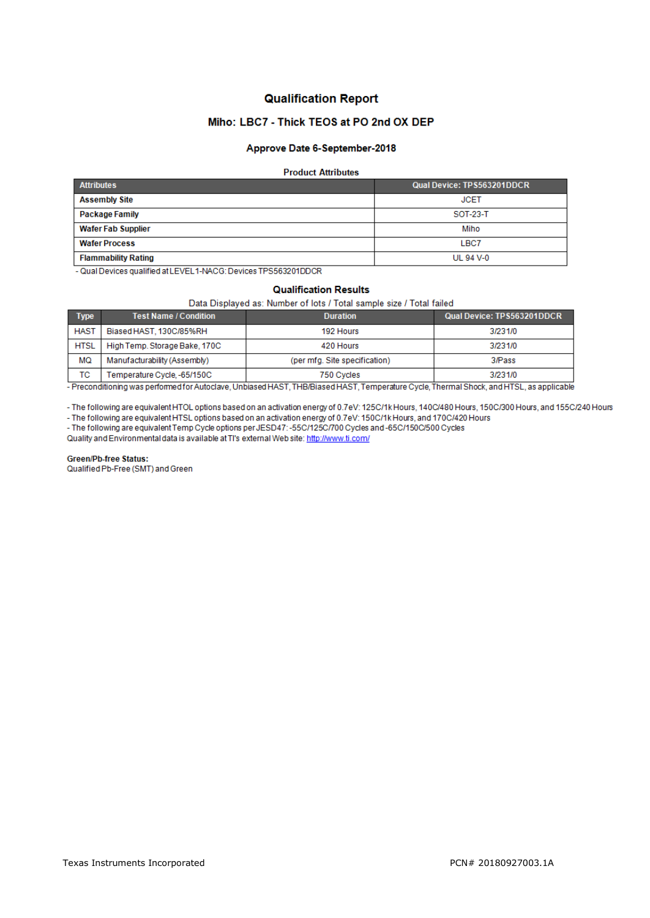# Qualification Report

## Miho: LBC7 - Thick TEOS at PO 2nd OX DEP

### Approve Date 6-September-2018

**Product Attributes**

| Attributes | Qual Device: TPS563201DDCR |
|---|---|
| **Assembly Site** | JCET |
| **Package Family** | SOT-23-T |
| **Wafer Fab Supplier** | Miho |
| **Wafer Process** | LBC7 |
| **Flammability Rating** | UL 94 V-0 |

- Qual Devices qualified at LEVEL 1-NACG: Devices TPS563201DDCR

**Qualification Results**

Data Displayed as: Number of lots / Total sample size / Total failed

| Type | Test Name / Condition | Duration | Qual Device: TPS563201DDCR |
|---|---|---|---|
| HAST | Biased HAST, 130C/85%RH | 192 Hours | 3/231/0 |
| HTSL | High Temp. Storage Bake, 170C | 420 Hours | 3/231/0 |
| MQ | Manufacturability (Assembly) | (per mfg. Site specification) | 3/Pass |
| TC | Temperature Cycle, -65/150C | 750 Cycles | 3/231/0 |

- Preconditioning was performed for Autoclave, Unbiased HAST, THB/Biased HAST, Temperature Cycle, Thermal Shock, and HTSL, as applicable

- The following are equivalent HTOL options based on an activation energy of 0.7eV: 125C/1k Hours, 140C/480 Hours, 150C/300 Hours, and 155C/240 Hours
- The following are equivalent HTSL options based on an activation energy of 0.7eV: 150C/1k Hours, and 170C/420 Hours
- The following are equivalent Temp Cycle options per JESD47: -55C/125C/700 Cycles and -65C/150C/500 Cycles

Quality and Environmental data is available at TI's external Web site: http://www.ti.com/

**Green/Pb-free Status:**
Qualified Pb-Free (SMT) and Green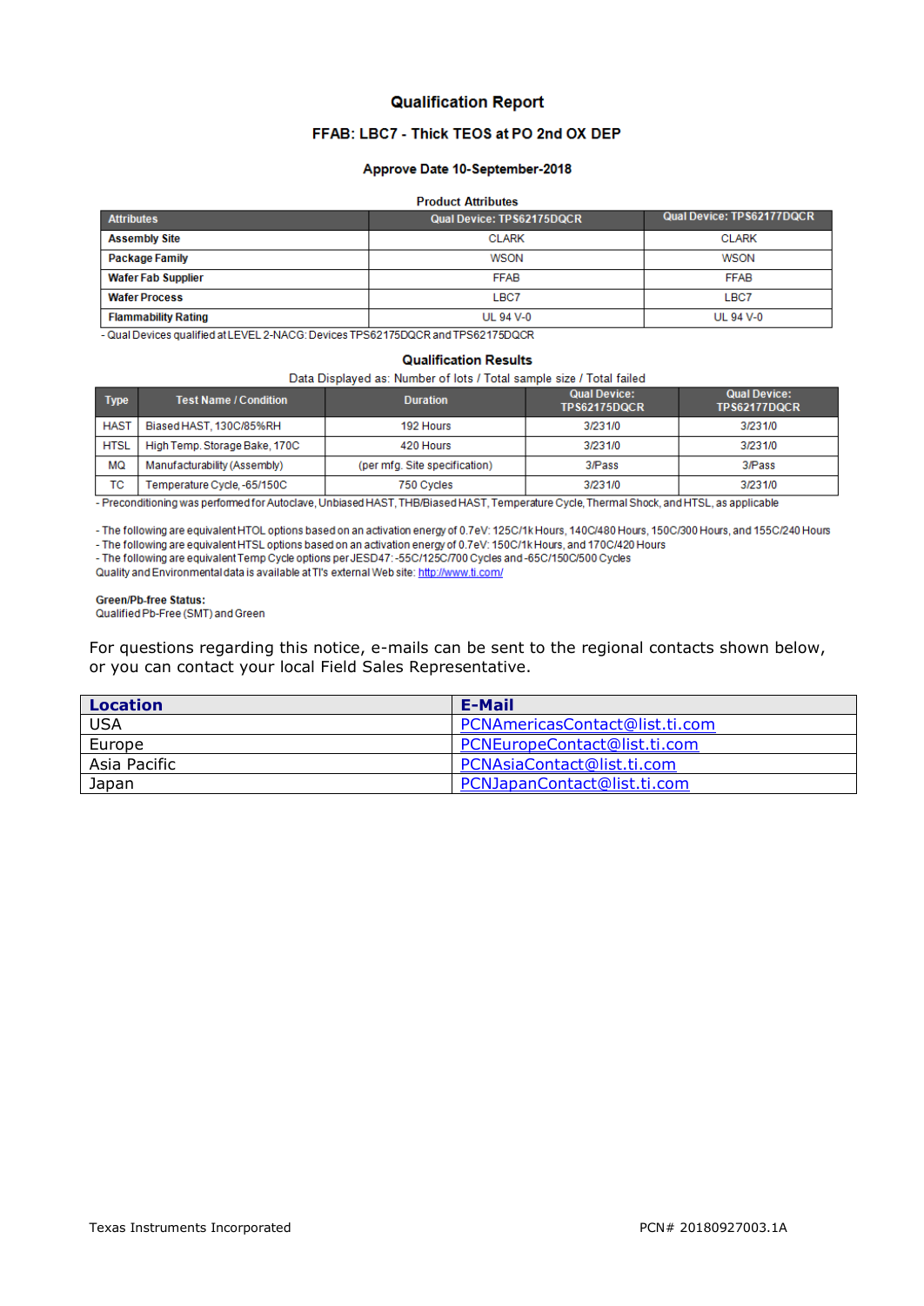# Qualification Report

## FFAB: LBC7 - Thick TEOS at PO 2nd OX DEP

### Approve Date 10-September-2018

**Product Attributes**

| Attributes | Qual Device: TPS62175DQCR | Qual Device: TPS62177DQCR |
|---|---|---|
| **Assembly Site** | CLARK | CLARK |
| **Package Family** | WSON | WSON |
| **Wafer Fab Supplier** | FFAB | FFAB |
| **Wafer Process** | LBC7 | LBC7 |
| **Flammability Rating** | UL 94 V-0 | UL 94 V-0 |

- Qual Devices qualified at LEVEL 2-NACG: Devices TPS62175DQCR and TPS62175DQCR

**Qualification Results**

Data Displayed as: Number of lots / Total sample size / Total failed

| Type | Test Name / Condition | Duration | Qual Device: TPS62175DQCR | Qual Device: TPS62177DQCR |
|---|---|---|---|---|
| HAST | Biased HAST, 130C/85%RH | 192 Hours | 3/231/0 | 3/231/0 |
| HTSL | High Temp. Storage Bake, 170C | 420 Hours | 3/231/0 | 3/231/0 |
| MQ | Manufacturability (Assembly) | (per mfg. Site specification) | 3/Pass | 3/Pass |
| TC | Temperature Cycle, -65/150C | 750 Cycles | 3/231/0 | 3/231/0 |

- Preconditioning was performed for Autoclave, Unbiased HAST, THB/Biased HAST, Temperature Cycle, Thermal Shock, and HTSL, as applicable

- The following are equivalent HTOL options based on an activation energy of 0.7eV: 125C/1k Hours, 140C/480 Hours, 150C/300 Hours, and 155C/240 Hours
- The following are equivalent HTSL options based on an activation energy of 0.7eV: 150C/1k Hours, and 170C/420 Hours
- The following are equivalent Temp Cycle options per JESD47: -55C/125C/700 Cycles and -65C/150C/500 Cycles

Quality and Environmental data is available at TI's external Web site: http://www.ti.com/

**Green/Pb-free Status:**
Qualified Pb-Free (SMT) and Green

For questions regarding this notice, e-mails can be sent to the regional contacts shown below, or you can contact your local Field Sales Representative.

| Location | E-Mail |
|---|---|
| USA | PCNAmericasContact@list.ti.com |
| Europe | PCNEuropeContact@list.ti.com |
| Asia Pacific | PCNAsiaContact@list.ti.com |
| Japan | PCNJapanContact@list.ti.com |

Texas Instruments Incorporated PCN# 20180927003.1A